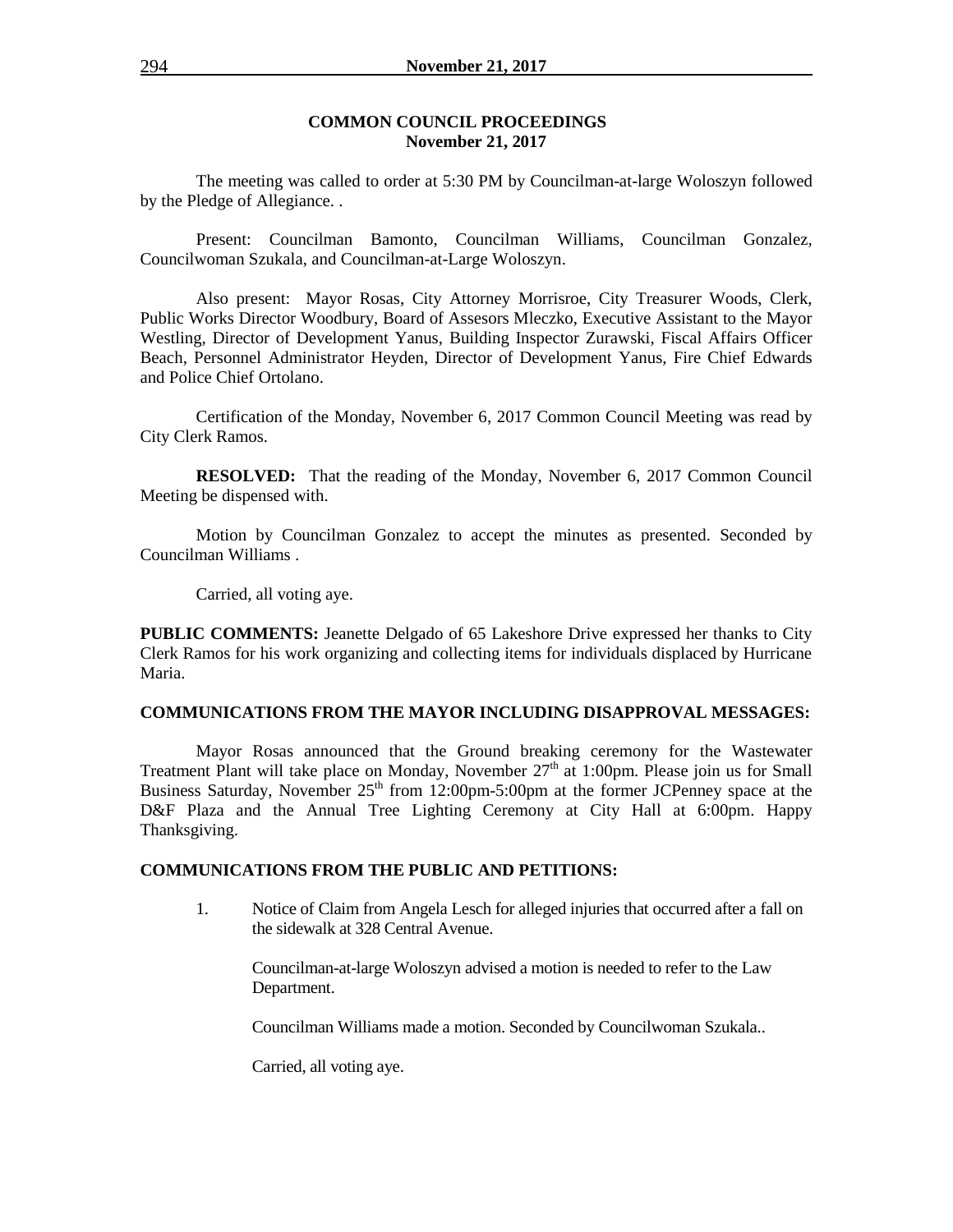## COMMON COUNCIL PROCEEDINGS
## November 21, 2017

The meeting was called to order at 5:30 PM by Councilman-at-large Woloszyn followed by the Pledge of Allegiance. .

Present: Councilman Bamonto, Councilman Williams, Councilman Gonzalez, Councilwoman Szukala, and Councilman-at-Large Woloszyn.

Also present: Mayor Rosas, City Attorney Morrisroe, City Treasurer Woods, Clerk, Public Works Director Woodbury, Board of Assesors Mleczko, Executive Assistant to the Mayor Westling, Director of Development Yanus, Building Inspector Zurawski, Fiscal Affairs Officer Beach, Personnel Administrator Heyden, Director of Development Yanus, Fire Chief Edwards and Police Chief Ortolano.

Certification of the Monday, November 6, 2017 Common Council Meeting was read by City Clerk Ramos.

**RESOLVED:** That the reading of the Monday, November 6, 2017 Common Council Meeting be dispensed with.

Motion by Councilman Gonzalez to accept the minutes as presented. Seconded by Councilman Williams .

Carried, all voting aye.

**PUBLIC COMMENTS:** Jeanette Delgado of 65 Lakeshore Drive expressed her thanks to City Clerk Ramos for his work organizing and collecting items for individuals displaced by Hurricane Maria.

**COMMUNICATIONS FROM THE MAYOR INCLUDING DISAPPROVAL MESSAGES:**

Mayor Rosas announced that the Ground breaking ceremony for the Wastewater Treatment Plant will take place on Monday, November 27th at 1:00pm. Please join us for Small Business Saturday, November 25th from 12:00pm-5:00pm at the former JCPenney space at the D&F Plaza and the Annual Tree Lighting Ceremony at City Hall at 6:00pm. Happy Thanksgiving.

**COMMUNICATIONS FROM THE PUBLIC AND PETITIONS:**

1. Notice of Claim from Angela Lesch for alleged injuries that occurred after a fall on the sidewalk at 328 Central Avenue.

   Councilman-at-large Woloszyn advised a motion is needed to refer to the Law Department.

   Councilman Williams made a motion. Seconded by Councilwoman Szukala..

   Carried, all voting aye.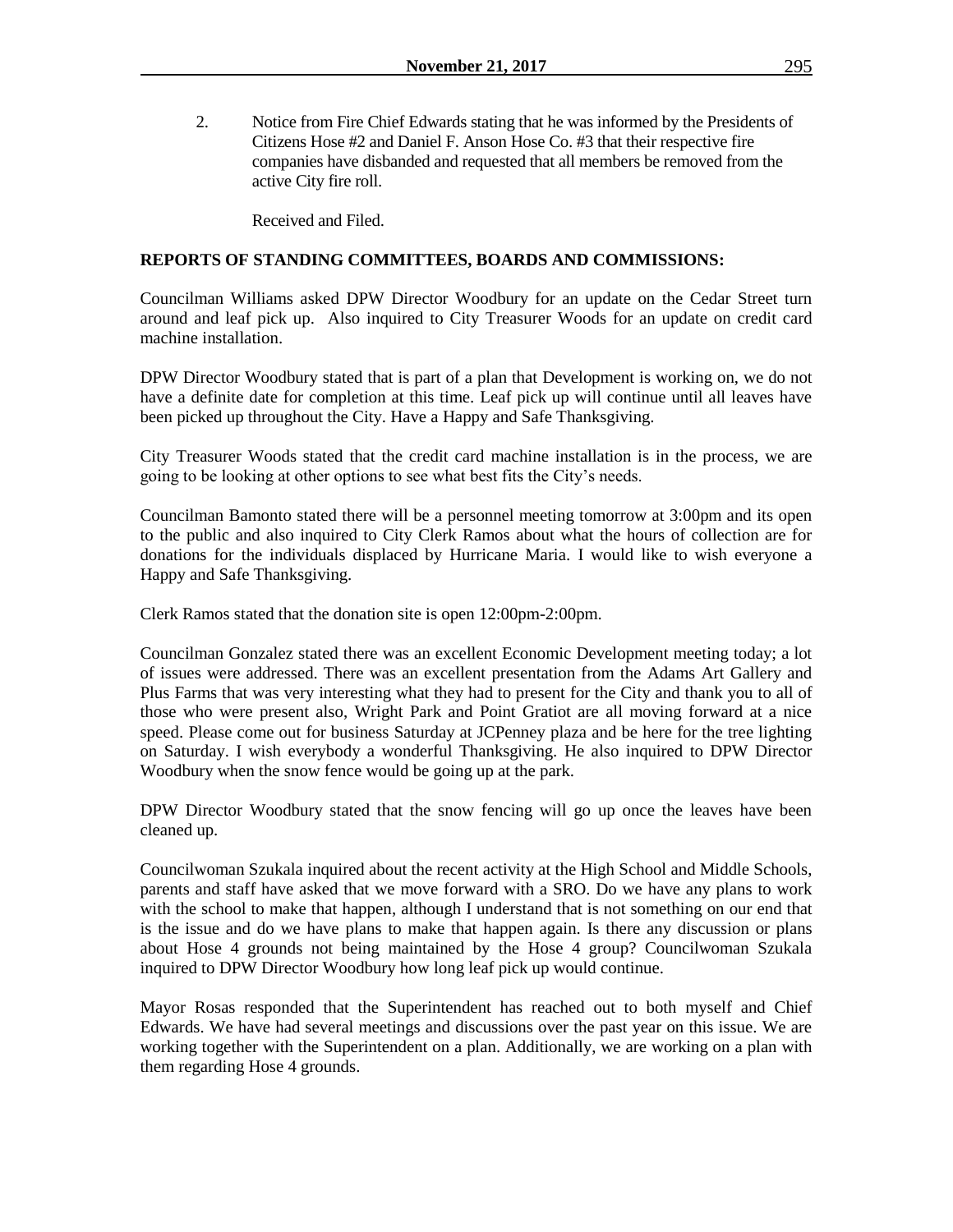2. Notice from Fire Chief Edwards stating that he was informed by the Presidents of Citizens Hose #2 and Daniel F. Anson Hose Co. #3 that their respective fire companies have disbanded and requested that all members be removed from the active City fire roll.

   Received and Filed.

**REPORTS OF STANDING COMMITTEES, BOARDS AND COMMISSIONS:**

Councilman Williams asked DPW Director Woodbury for an update on the Cedar Street turn around and leaf pick up. Also inquired to City Treasurer Woods for an update on credit card machine installation.

DPW Director Woodbury stated that is part of a plan that Development is working on, we do not have a definite date for completion at this time. Leaf pick up will continue until all leaves have been picked up throughout the City. Have a Happy and Safe Thanksgiving.

City Treasurer Woods stated that the credit card machine installation is in the process, we are going to be looking at other options to see what best fits the City's needs.

Councilman Bamonto stated there will be a personnel meeting tomorrow at 3:00pm and its open to the public and also inquired to City Clerk Ramos about what the hours of collection are for donations for the individuals displaced by Hurricane Maria. I would like to wish everyone a Happy and Safe Thanksgiving.

Clerk Ramos stated that the donation site is open 12:00pm-2:00pm.

Councilman Gonzalez stated there was an excellent Economic Development meeting today; a lot of issues were addressed. There was an excellent presentation from the Adams Art Gallery and Plus Farms that was very interesting what they had to present for the City and thank you to all of those who were present also, Wright Park and Point Gratiot are all moving forward at a nice speed. Please come out for business Saturday at JCPenney plaza and be here for the tree lighting on Saturday. I wish everybody a wonderful Thanksgiving. He also inquired to DPW Director Woodbury when the snow fence would be going up at the park.

DPW Director Woodbury stated that the snow fencing will go up once the leaves have been cleaned up.

Councilwoman Szukala inquired about the recent activity at the High School and Middle Schools, parents and staff have asked that we move forward with a SRO. Do we have any plans to work with the school to make that happen, although I understand that is not something on our end that is the issue and do we have plans to make that happen again. Is there any discussion or plans about Hose 4 grounds not being maintained by the Hose 4 group? Councilwoman Szukala inquired to DPW Director Woodbury how long leaf pick up would continue.

Mayor Rosas responded that the Superintendent has reached out to both myself and Chief Edwards. We have had several meetings and discussions over the past year on this issue. We are working together with the Superintendent on a plan. Additionally, we are working on a plan with them regarding Hose 4 grounds.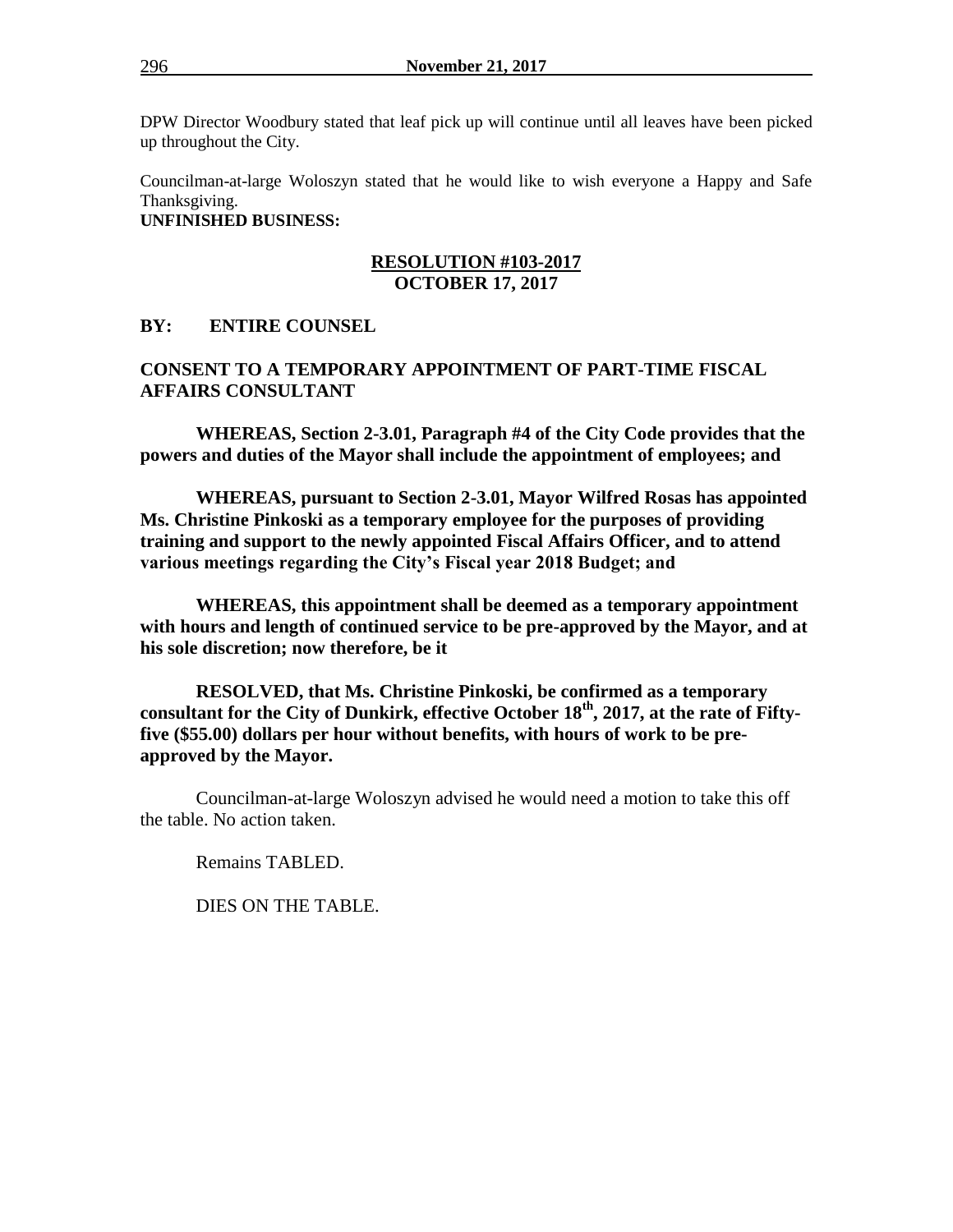DPW Director Woodbury stated that leaf pick up will continue until all leaves have been picked up throughout the City.

Councilman-at-large Woloszyn stated that he would like to wish everyone a Happy and Safe Thanksgiving.

**UNFINISHED BUSINESS:**

**RESOLUTION #103-2017**
**OCTOBER 17, 2017**

**BY: ENTIRE COUNSEL**

**CONSENT TO A TEMPORARY APPOINTMENT OF PART-TIME FISCAL AFFAIRS CONSULTANT**

**WHEREAS, Section 2-3.01, Paragraph #4 of the City Code provides that the powers and duties of the Mayor shall include the appointment of employees; and**

**WHEREAS, pursuant to Section 2-3.01, Mayor Wilfred Rosas has appointed Ms. Christine Pinkoski as a temporary employee for the purposes of providing training and support to the newly appointed Fiscal Affairs Officer, and to attend various meetings regarding the City's Fiscal year 2018 Budget; and**

**WHEREAS, this appointment shall be deemed as a temporary appointment with hours and length of continued service to be pre-approved by the Mayor, and at his sole discretion; now therefore, be it**

**RESOLVED, that Ms. Christine Pinkoski, be confirmed as a temporary consultant for the City of Dunkirk, effective October 18th, 2017, at the rate of Fifty-five ($55.00) dollars per hour without benefits, with hours of work to be pre-approved by the Mayor.**

Councilman-at-large Woloszyn advised he would need a motion to take this off the table. No action taken.

Remains TABLED.

DIES ON THE TABLE.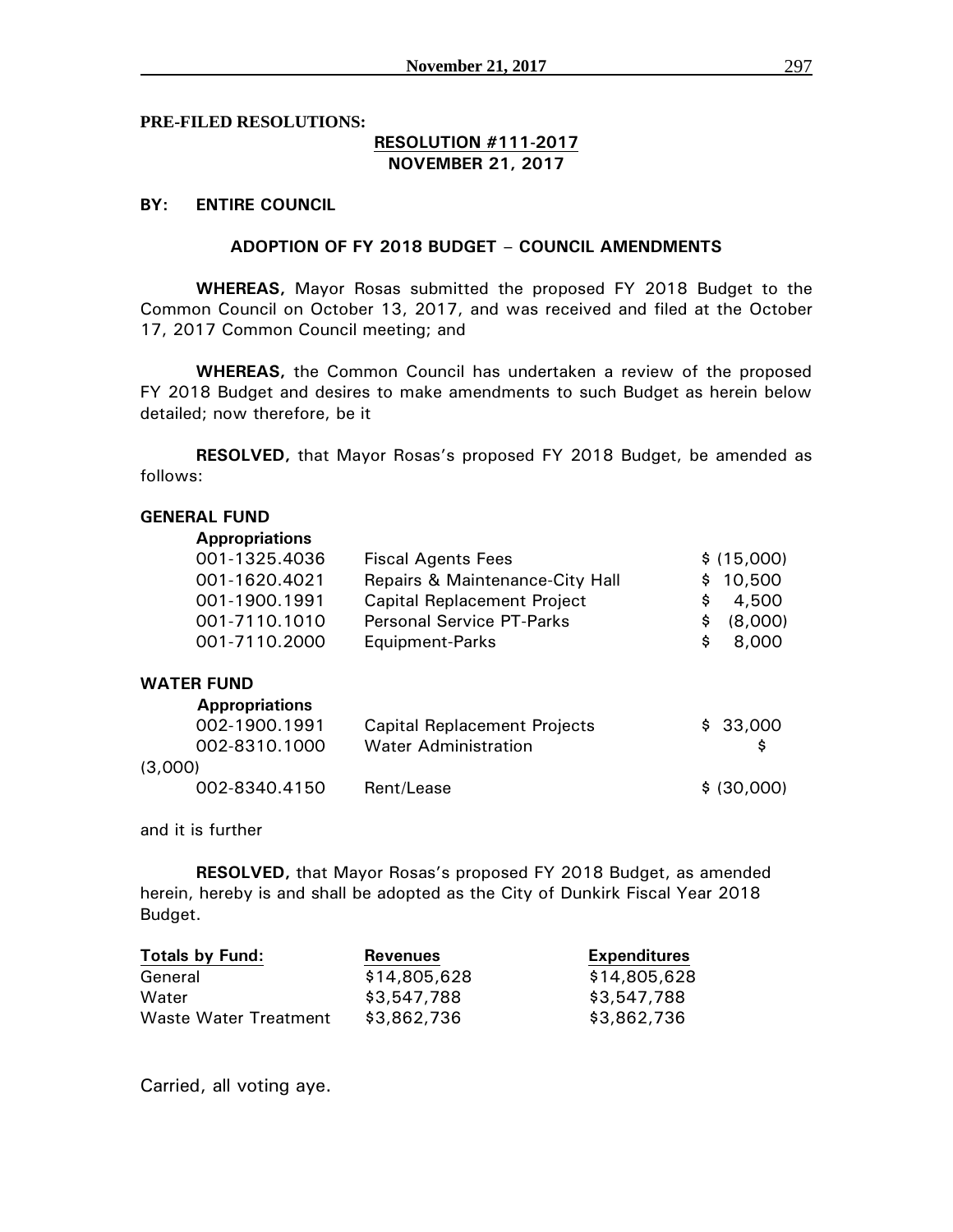**PRE-FILED RESOLUTIONS:**

**RESOLUTION #111-2017**
**NOVEMBER 21, 2017**

**BY: ENTIRE COUNCIL**

**ADOPTION OF FY 2018 BUDGET – COUNCIL AMENDMENTS**

**WHEREAS,** Mayor Rosas submitted the proposed FY 2018 Budget to the Common Council on October 13, 2017, and was received and filed at the October 17, 2017 Common Council meeting; and

**WHEREAS,** the Common Council has undertaken a review of the proposed FY 2018 Budget and desires to make amendments to such Budget as herein below detailed; now therefore, be it

**RESOLVED,** that Mayor Rosas's proposed FY 2018 Budget, be amended as follows:

**GENERAL FUND**

**Appropriations**

| | | |
|---|---|---|
| 001-1325.4036 | Fiscal Agents Fees | $ (15,000) |
| 001-1620.4021 | Repairs & Maintenance-City Hall | $ 10,500 |
| 001-1900.1991 | Capital Replacement Project | $ 4,500 |
| 001-7110.1010 | Personal Service PT-Parks | $ (8,000) |
| 001-7110.2000 | Equipment-Parks | $ 8,000 |

**WATER FUND**

**Appropriations**

| | | |
|---|---|---|
| 002-1900.1991 | Capital Replacement Projects | $ 33,000 |
| 002-8310.1000 | Water Administration | $ (3,000) |
| 002-8340.4150 | Rent/Lease | $ (30,000) |

and it is further

**RESOLVED,** that Mayor Rosas's proposed FY 2018 Budget, as amended herein, hereby is and shall be adopted as the City of Dunkirk Fiscal Year 2018 Budget.

| Totals by Fund: | Revenues | Expenditures |
|---|---|---|
| General | $14,805,628 | $14,805,628 |
| Water | $3,547,788 | $3,547,788 |
| Waste Water Treatment | $3,862,736 | $3,862,736 |

Carried, all voting aye.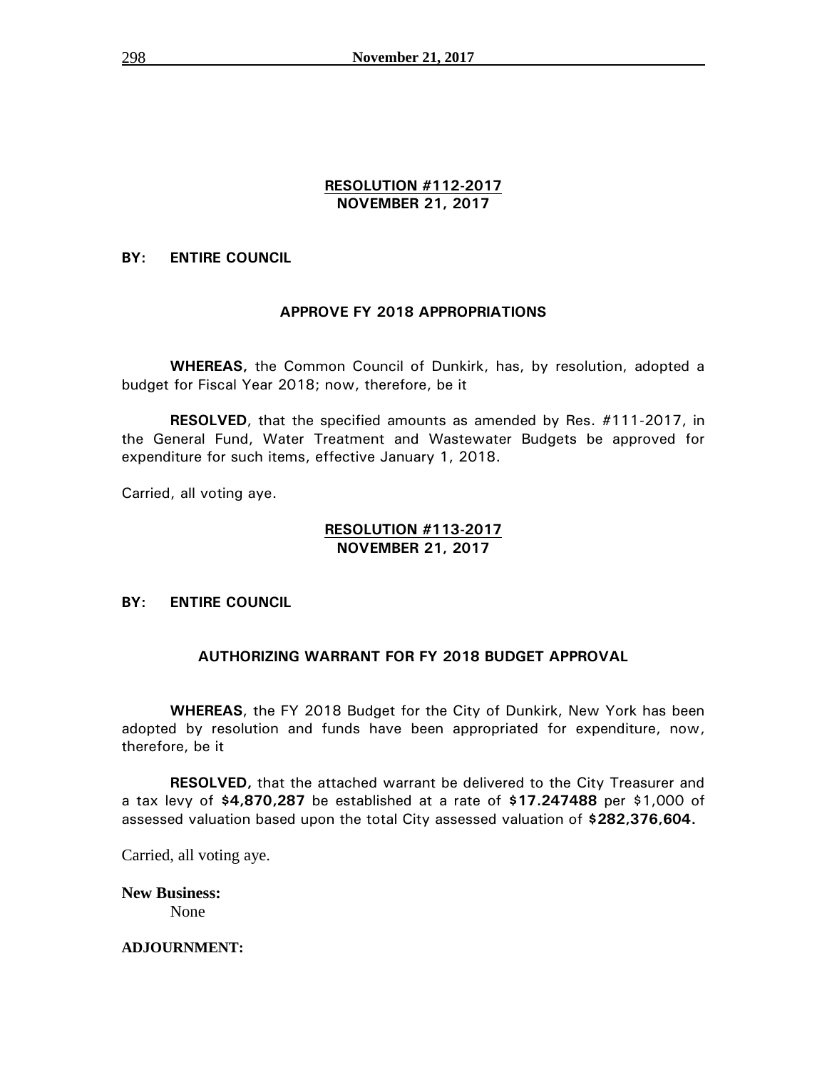**RESOLUTION #112-2017**
**NOVEMBER 21, 2017**

**BY: ENTIRE COUNCIL**

**APPROVE FY 2018 APPROPRIATIONS**

**WHEREAS,** the Common Council of Dunkirk, has, by resolution, adopted a budget for Fiscal Year 2018; now, therefore, be it

**RESOLVED**, that the specified amounts as amended by Res. #111-2017, in the General Fund, Water Treatment and Wastewater Budgets be approved for expenditure for such items, effective January 1, 2018.

Carried, all voting aye.

**RESOLUTION #113-2017**
**NOVEMBER 21, 2017**

**BY: ENTIRE COUNCIL**

**AUTHORIZING WARRANT FOR FY 2018 BUDGET APPROVAL**

**WHEREAS**, the FY 2018 Budget for the City of Dunkirk, New York has been adopted by resolution and funds have been appropriated for expenditure, now, therefore, be it

**RESOLVED,** that the attached warrant be delivered to the City Treasurer and a tax levy of **$4,870,287** be established at a rate of **$17.247488** per $1,000 of assessed valuation based upon the total City assessed valuation of **$282,376,604.**

Carried, all voting aye.

**New Business:**
None

**ADJOURNMENT:**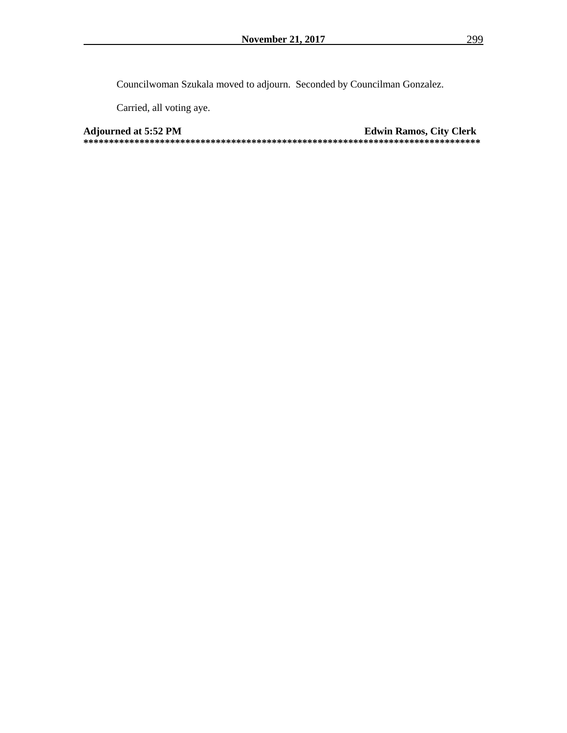Councilwoman Szukala moved to adjourn.  Seconded by Councilman Gonzalez.

Carried, all voting aye.

**Adjourned at 5:52 PM** **Edwin Ramos, City Clerk**

**\*\*\*\*\*\*\*\*\*\*\*\*\*\*\*\*\*\*\*\*\*\*\*\*\*\*\*\*\*\*\*\*\*\*\*\*\*\*\*\*\*\*\*\*\*\*\*\*\*\*\*\*\*\*\*\*\*\*\*\*\*\*\*\*\*\*\*\*\*\*\*\*\*\*\*\*\*\*\*\***